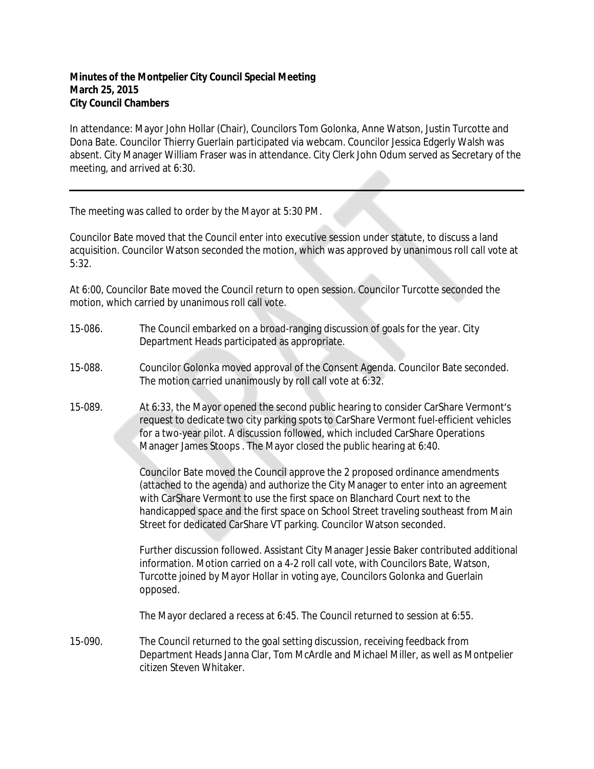**Minutes of the Montpelier City Council Special Meeting**
**March 25, 2015**
**City Council Chambers**

In attendance: Mayor John Hollar (Chair), Councilors Tom Golonka, Anne Watson, Justin Turcotte and Dona Bate. Councilor Thierry Guerlain participated via webcam. Councilor Jessica Edgerly Walsh was absent. City Manager William Fraser was in attendance. City Clerk John Odum served as Secretary of the meeting, and arrived at 6:30.

---

The meeting was called to order by the Mayor at 5:30 PM.

Councilor Bate moved that the Council enter into executive session under statute, to discuss a land acquisition. Councilor Watson seconded the motion, which was approved by unanimous roll call vote at 5:32.

At 6:00, Councilor Bate moved the Council return to open session. Councilor Turcotte seconded the motion, which carried by unanimous roll call vote.

15-086. The Council embarked on a broad-ranging discussion of goals for the year. City Department Heads participated as appropriate.

15-088. Councilor Golonka moved approval of the Consent Agenda. Councilor Bate seconded. The motion carried unanimously by roll call vote at 6:32.

15-089. At 6:33, the Mayor opened the second public hearing to consider CarShare Vermont's request to dedicate two city parking spots to CarShare Vermont fuel-efficient vehicles for a two-year pilot. A discussion followed, which included CarShare Operations Manager James Stoops . The Mayor closed the public hearing at 6:40.

Councilor Bate moved the Council approve the 2 proposed ordinance amendments (attached to the agenda) and authorize the City Manager to enter into an agreement with CarShare Vermont to use the first space on Blanchard Court next to the handicapped space and the first space on School Street traveling southeast from Main Street for dedicated CarShare VT parking. Councilor Watson seconded.

Further discussion followed. Assistant City Manager Jessie Baker contributed additional information. Motion carried on a 4-2 roll call vote, with Councilors Bate, Watson, Turcotte joined by Mayor Hollar in voting aye, Councilors Golonka and Guerlain opposed.

The Mayor declared a recess at 6:45. The Council returned to session at 6:55.

15-090. The Council returned to the goal setting discussion, receiving feedback from Department Heads Janna Clar, Tom McArdle and Michael Miller, as well as Montpelier citizen Steven Whitaker.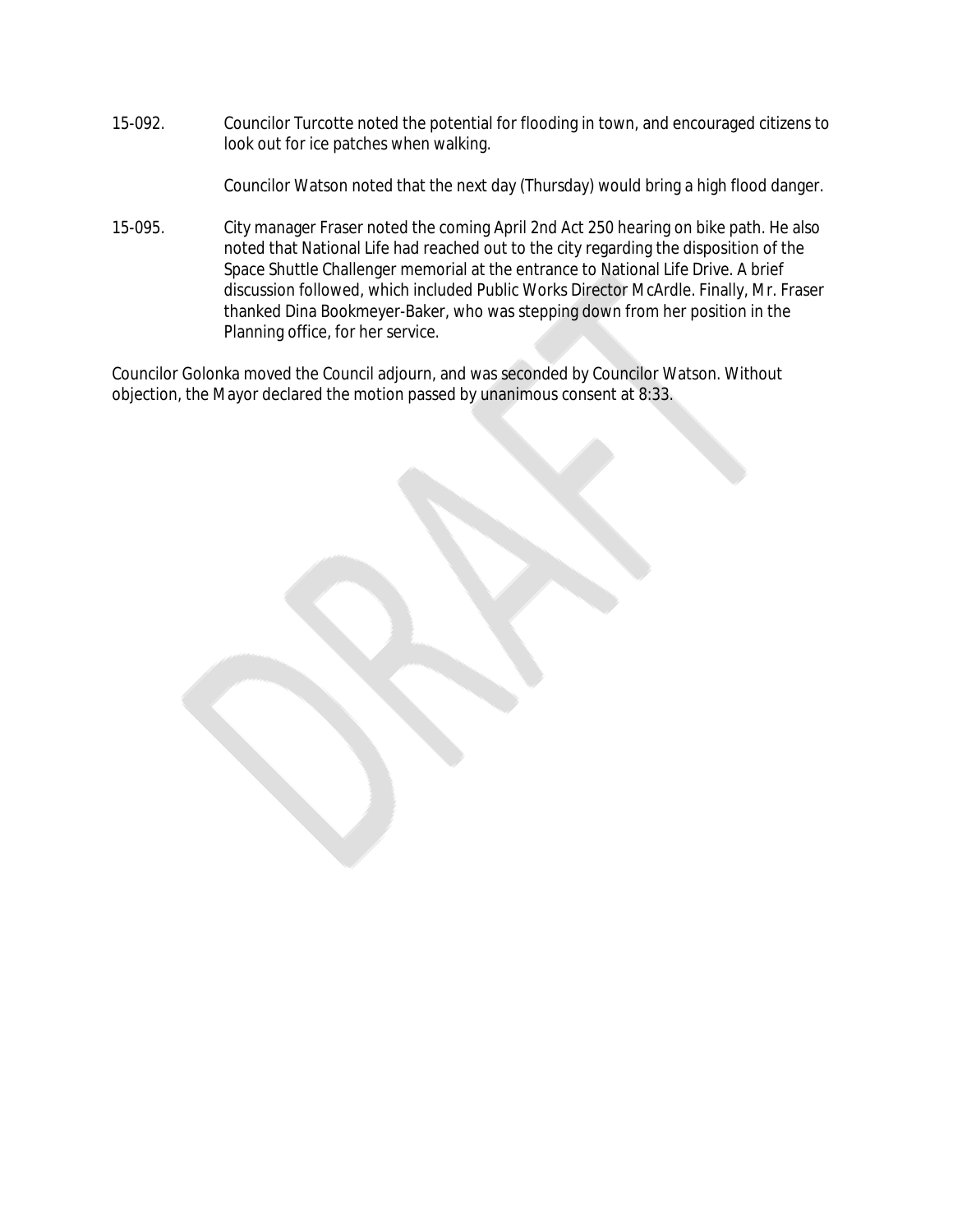15-092. Councilor Turcotte noted the potential for flooding in town, and encouraged citizens to look out for ice patches when walking.

Councilor Watson noted that the next day (Thursday) would bring a high flood danger.

15-095. City manager Fraser noted the coming April 2nd Act 250 hearing on bike path. He also noted that National Life had reached out to the city regarding the disposition of the Space Shuttle Challenger memorial at the entrance to National Life Drive. A brief discussion followed, which included Public Works Director McArdle. Finally, Mr. Fraser thanked Dina Bookmeyer-Baker, who was stepping down from her position in the Planning office, for her service.

Councilor Golonka moved the Council adjourn, and was seconded by Councilor Watson. Without objection, the Mayor declared the motion passed by unanimous consent at 8:33.